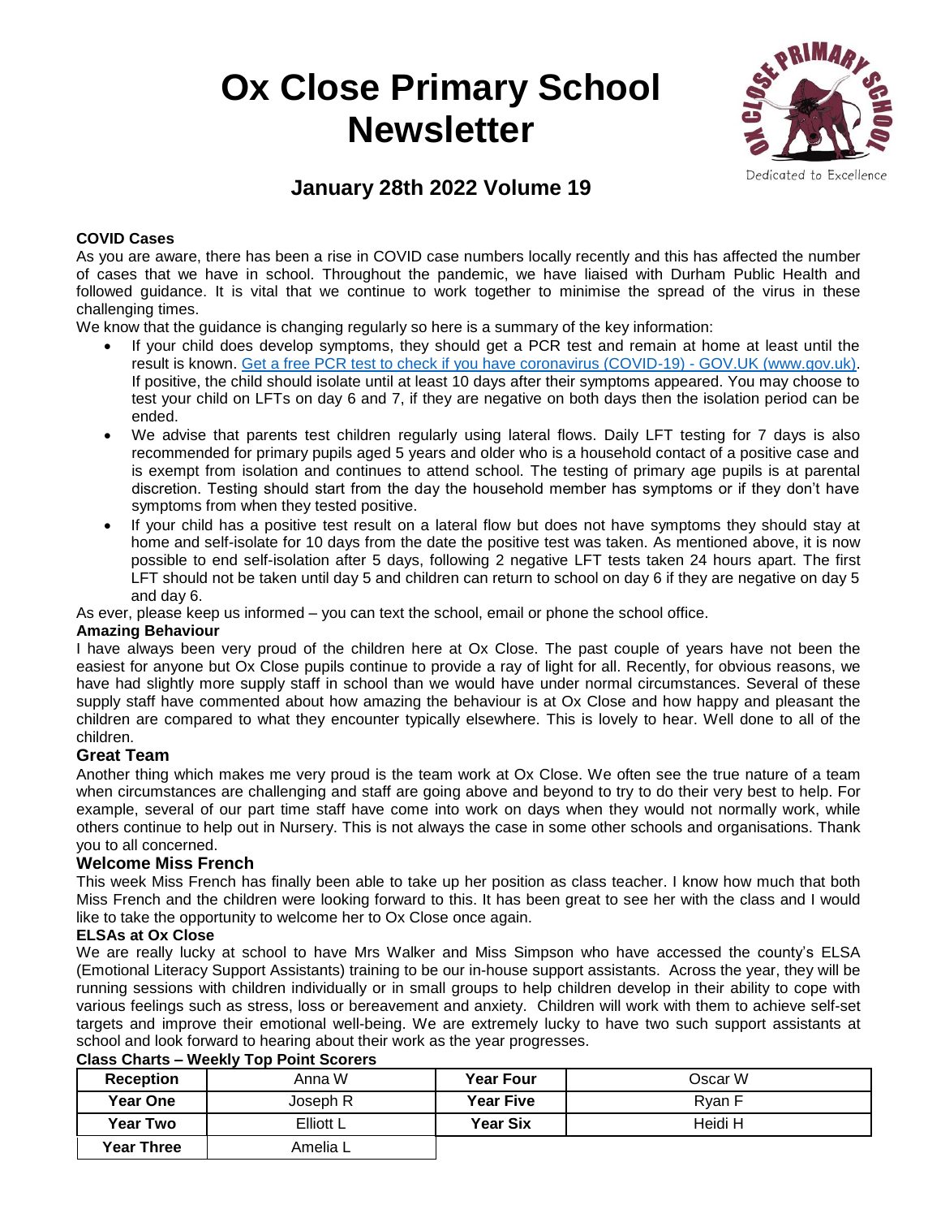# Ox Close Primary School Newsletter

Dedicated to Excellence

## January 28th 2022 Volume 19

**COVID Cases**

As you are aware, there has been a rise in COVID case numbers locally recently and this has affected the number of cases that we have in school. Throughout the pandemic, we have liaised with Durham Public Health and followed guidance. It is vital that we continue to work together to minimise the spread of the virus in these challenging times.

We know that the guidance is changing regularly so here is a summary of the key information:

- If your child does develop symptoms, they should get a PCR test and remain at home at least until the result is known. [Get a free PCR test to check if you have coronavirus (COVID-19) - GOV.UK (www.gov.uk)](www.gov.uk). If positive, the child should isolate until at least 10 days after their symptoms appeared. You may choose to test your child on LFTs on day 6 and 7, if they are negative on both days then the isolation period can be ended.
- We advise that parents test children regularly using lateral flows. Daily LFT testing for 7 days is also recommended for primary pupils aged 5 years and older who is a household contact of a positive case and is exempt from isolation and continues to attend school. The testing of primary age pupils is at parental discretion. Testing should start from the day the household member has symptoms or if they don't have symptoms from when they tested positive.
- If your child has a positive test result on a lateral flow but does not have symptoms they should stay at home and self-isolate for 10 days from the date the positive test was taken. As mentioned above, it is now possible to end self-isolation after 5 days, following 2 negative LFT tests taken 24 hours apart. The first LFT should not be taken until day 5 and children can return to school on day 6 if they are negative on day 5 and day 6.

As ever, please keep us informed – you can text the school, email or phone the school office.

**Amazing Behaviour**

I have always been very proud of the children here at Ox Close. The past couple of years have not been the easiest for anyone but Ox Close pupils continue to provide a ray of light for all. Recently, for obvious reasons, we have had slightly more supply staff in school than we would have under normal circumstances. Several of these supply staff have commented about how amazing the behaviour is at Ox Close and how happy and pleasant the children are compared to what they encounter typically elsewhere. This is lovely to hear. Well done to all of the children.

### Great Team

Another thing which makes me very proud is the team work at Ox Close. We often see the true nature of a team when circumstances are challenging and staff are going above and beyond to try to do their very best to help. For example, several of our part time staff have come into work on days when they would not normally work, while others continue to help out in Nursery. This is not always the case in some other schools and organisations. Thank you to all concerned.

### Welcome Miss French

This week Miss French has finally been able to take up her position as class teacher. I know how much that both Miss French and the children were looking forward to this. It has been great to see her with the class and I would like to take the opportunity to welcome her to Ox Close once again.

**ELSAs at Ox Close**

We are really lucky at school to have Mrs Walker and Miss Simpson who have accessed the county's ELSA (Emotional Literacy Support Assistants) training to be our in-house support assistants. Across the year, they will be running sessions with children individually or in small groups to help children develop in their ability to cope with various feelings such as stress, loss or bereavement and anxiety. Children will work with them to achieve self-set targets and improve their emotional well-being. We are extremely lucky to have two such support assistants at school and look forward to hearing about their work as the year progresses.

**Class Charts – Weekly Top Point Scorers**

| Reception | Anna W | Year Four | Oscar W |
|---|---|---|---|
| **Year One** | Joseph R | **Year Five** | Ryan F |
| **Year Two** | Elliott L | **Year Six** | Heidi H |
| **Year Three** | Amelia L | | |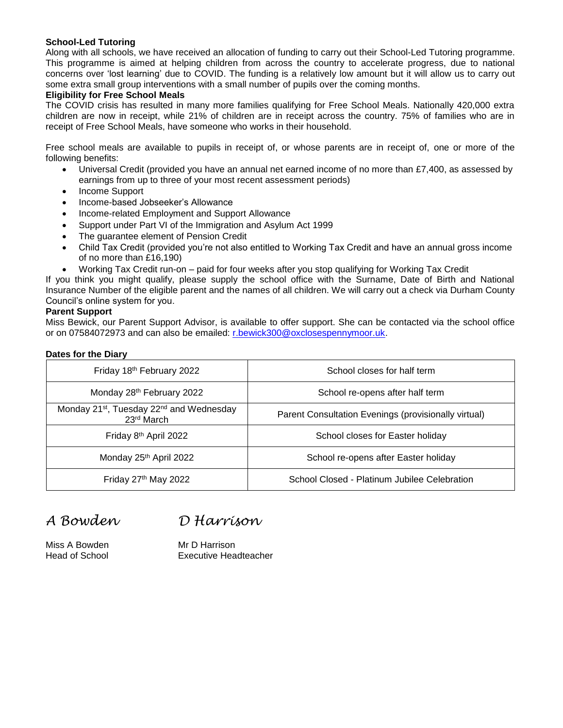**School-Led Tutoring**

Along with all schools, we have received an allocation of funding to carry out their School-Led Tutoring programme. This programme is aimed at helping children from across the country to accelerate progress, due to national concerns over 'lost learning' due to COVID. The funding is a relatively low amount but it will allow us to carry out some extra small group interventions with a small number of pupils over the coming months.

**Eligibility for Free School Meals**

The COVID crisis has resulted in many more families qualifying for Free School Meals. Nationally 420,000 extra children are now in receipt, while 21% of children are in receipt across the country. 75% of families who are in receipt of Free School Meals, have someone who works in their household.

Free school meals are available to pupils in receipt of, or whose parents are in receipt of, one or more of the following benefits:

- Universal Credit (provided you have an annual net earned income of no more than £7,400, as assessed by earnings from up to three of your most recent assessment periods)
- Income Support
- Income-based Jobseeker's Allowance
- Income-related Employment and Support Allowance
- Support under Part VI of the Immigration and Asylum Act 1999
- The guarantee element of Pension Credit
- Child Tax Credit (provided you're not also entitled to Working Tax Credit and have an annual gross income of no more than £16,190)
- Working Tax Credit run-on – paid for four weeks after you stop qualifying for Working Tax Credit

If you think you might qualify, please supply the school office with the Surname, Date of Birth and National Insurance Number of the eligible parent and the names of all children. We will carry out a check via Durham County Council's online system for you.

**Parent Support**

Miss Bewick, our Parent Support Advisor, is available to offer support. She can be contacted via the school office or on 07584072973 and can also be emailed: r.bewick300@oxclosespennymoor.uk.

**Dates for the Diary**

| | |
|---|---|
| Friday 18th February 2022 | School closes for half term |
| Monday 28th February 2022 | School re-opens after half term |
| Monday 21st, Tuesday 22nd and Wednesday 23rd March | Parent Consultation Evenings (provisionally virtual) |
| Friday 8th April 2022 | School closes for Easter holiday |
| Monday 25th April 2022 | School re-opens after Easter holiday |
| Friday 27th May 2022 | School Closed - Platinum Jubilee Celebration |

*A Bowden*

Miss A Bowden
Head of School

*D Harrison*

Mr D Harrison
Executive Headteacher